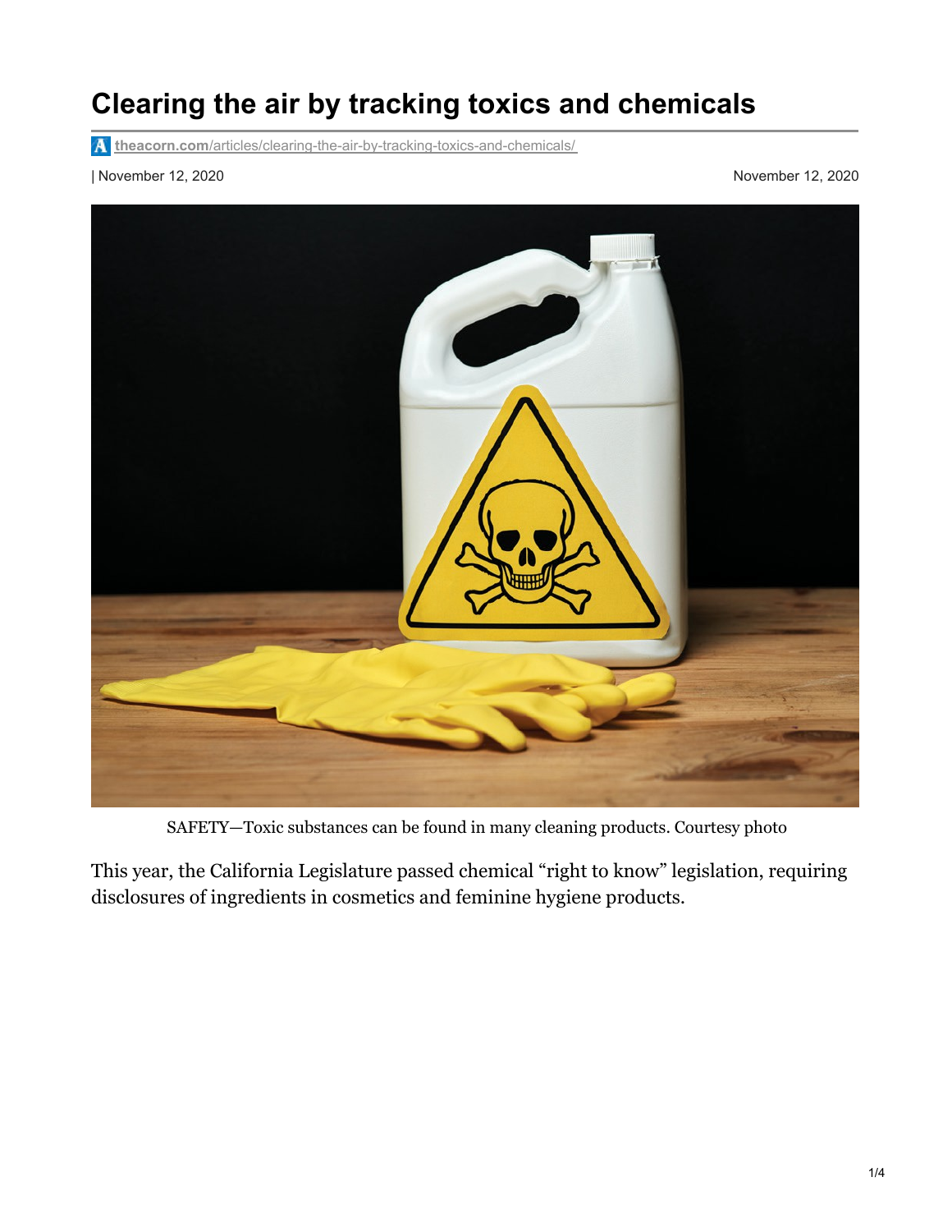# Clearing the air by tracking toxics and chemicals

theacorn.com/articles/clearing-the-air-by-tracking-toxics-and-chemicals/

| November 12, 2020 November 12, 2020

SAFETY—Toxic substances can be found in many cleaning products. Courtesy photo

This year, the California Legislature passed chemical "right to know" legislation, requiring disclosures of ingredients in cosmetics and feminine hygiene products.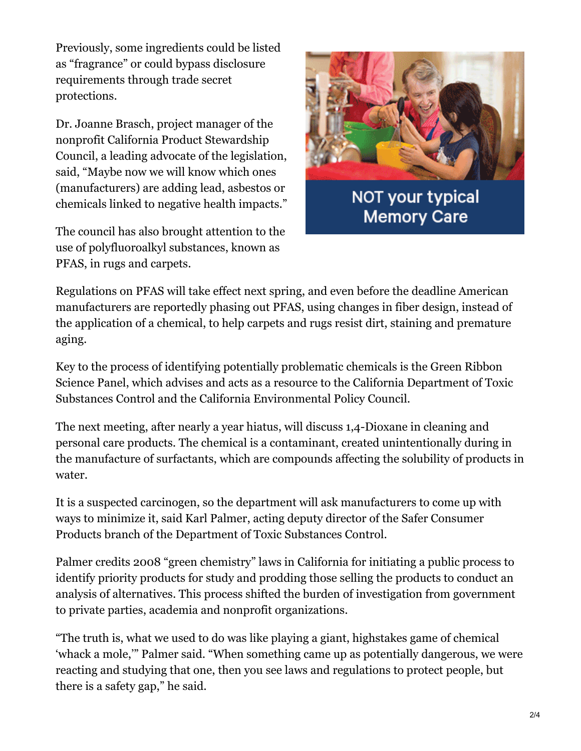Previously, some ingredients could be listed as "fragrance" or could bypass disclosure requirements through trade secret protections.

Dr. Joanne Brasch, project manager of the nonprofit California Product Stewardship Council, a leading advocate of the legislation, said, "Maybe now we will know which ones (manufacturers) are adding lead, asbestos or chemicals linked to negative health impacts."

The council has also brought attention to the use of polyfluoroalkyl substances, known as PFAS, in rugs and carpets.

Regulations on PFAS will take effect next spring, and even before the deadline American manufacturers are reportedly phasing out PFAS, using changes in fiber design, instead of the application of a chemical, to help carpets and rugs resist dirt, staining and premature aging.

Key to the process of identifying potentially problematic chemicals is the Green Ribbon Science Panel, which advises and acts as a resource to the California Department of Toxic Substances Control and the California Environmental Policy Council.

The next meeting, after nearly a year hiatus, will discuss 1,4-Dioxane in cleaning and personal care products. The chemical is a contaminant, created unintentionally during in the manufacture of surfactants, which are compounds affecting the solubility of products in water.

It is a suspected carcinogen, so the department will ask manufacturers to come up with ways to minimize it, said Karl Palmer, acting deputy director of the Safer Consumer Products branch of the Department of Toxic Substances Control.

Palmer credits 2008 "green chemistry" laws in California for initiating a public process to identify priority products for study and prodding those selling the products to conduct an analysis of alternatives. This process shifted the burden of investigation from government to private parties, academia and nonprofit organizations.

"The truth is, what we used to do was like playing a giant, highstakes game of chemical 'whack a mole,'" Palmer said. "When something came up as potentially dangerous, we were reacting and studying that one, then you see laws and regulations to protect people, but there is a safety gap," he said.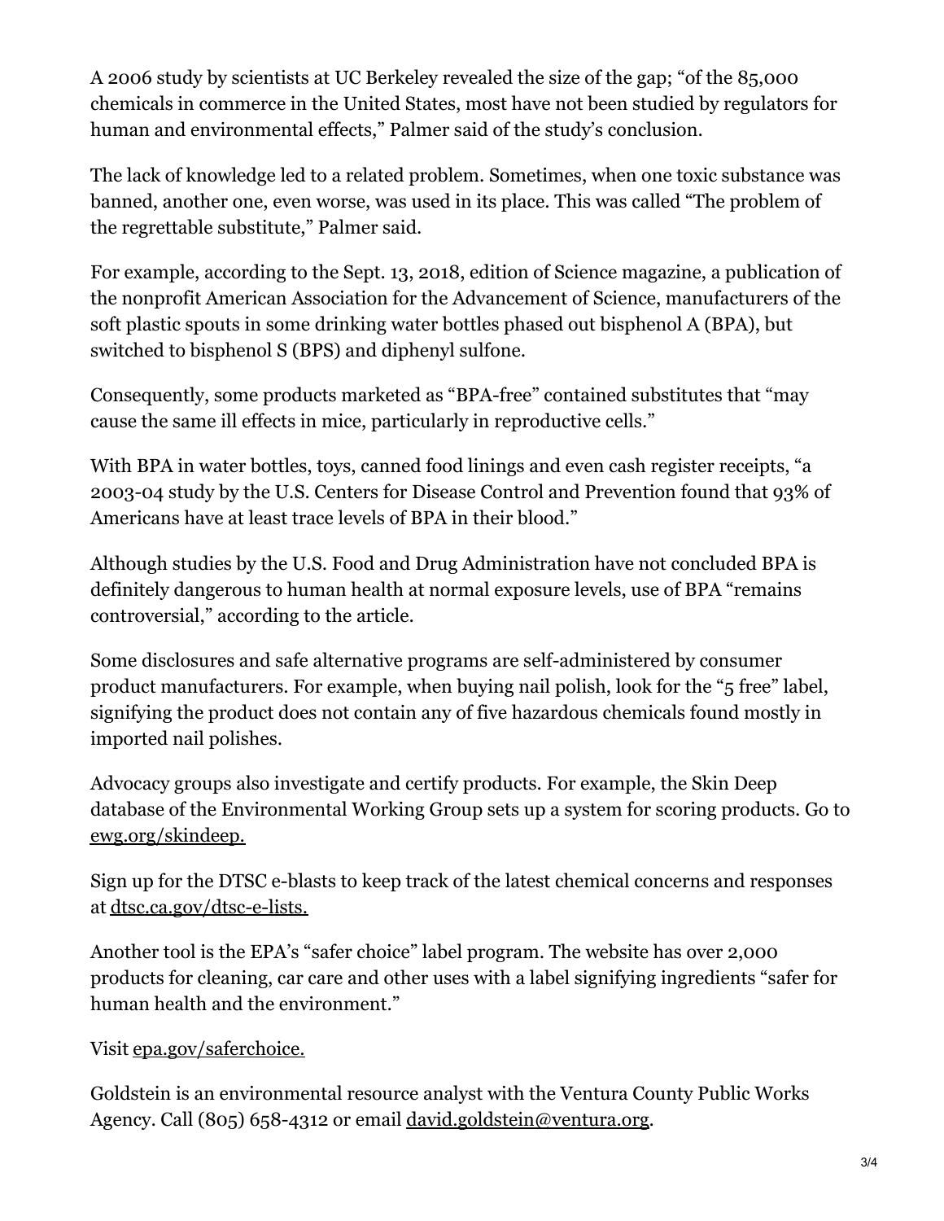A 2006 study by scientists at UC Berkeley revealed the size of the gap; "of the 85,000 chemicals in commerce in the United States, most have not been studied by regulators for human and environmental effects," Palmer said of the study's conclusion.

The lack of knowledge led to a related problem. Sometimes, when one toxic substance was banned, another one, even worse, was used in its place. This was called "The problem of the regrettable substitute," Palmer said.

For example, according to the Sept. 13, 2018, edition of Science magazine, a publication of the nonprofit American Association for the Advancement of Science, manufacturers of the soft plastic spouts in some drinking water bottles phased out bisphenol A (BPA), but switched to bisphenol S (BPS) and diphenyl sulfone.

Consequently, some products marketed as "BPA-free" contained substitutes that "may cause the same ill effects in mice, particularly in reproductive cells."

With BPA in water bottles, toys, canned food linings and even cash register receipts, "a 2003-04 study by the U.S. Centers for Disease Control and Prevention found that 93% of Americans have at least trace levels of BPA in their blood."

Although studies by the U.S. Food and Drug Administration have not concluded BPA is definitely dangerous to human health at normal exposure levels, use of BPA "remains controversial," according to the article.

Some disclosures and safe alternative programs are self-administered by consumer product manufacturers. For example, when buying nail polish, look for the "5 free" label, signifying the product does not contain any of five hazardous chemicals found mostly in imported nail polishes.

Advocacy groups also investigate and certify products. For example, the Skin Deep database of the Environmental Working Group sets up a system for scoring products. Go to ewg.org/skindeep.

Sign up for the DTSC e-blasts to keep track of the latest chemical concerns and responses at dtsc.ca.gov/dtsc-e-lists.

Another tool is the EPA's "safer choice" label program. The website has over 2,000 products for cleaning, car care and other uses with a label signifying ingredients "safer for human health and the environment."

Visit epa.gov/saferchoice.

Goldstein is an environmental resource analyst with the Ventura County Public Works Agency. Call (805) 658-4312 or email david.goldstein@ventura.org.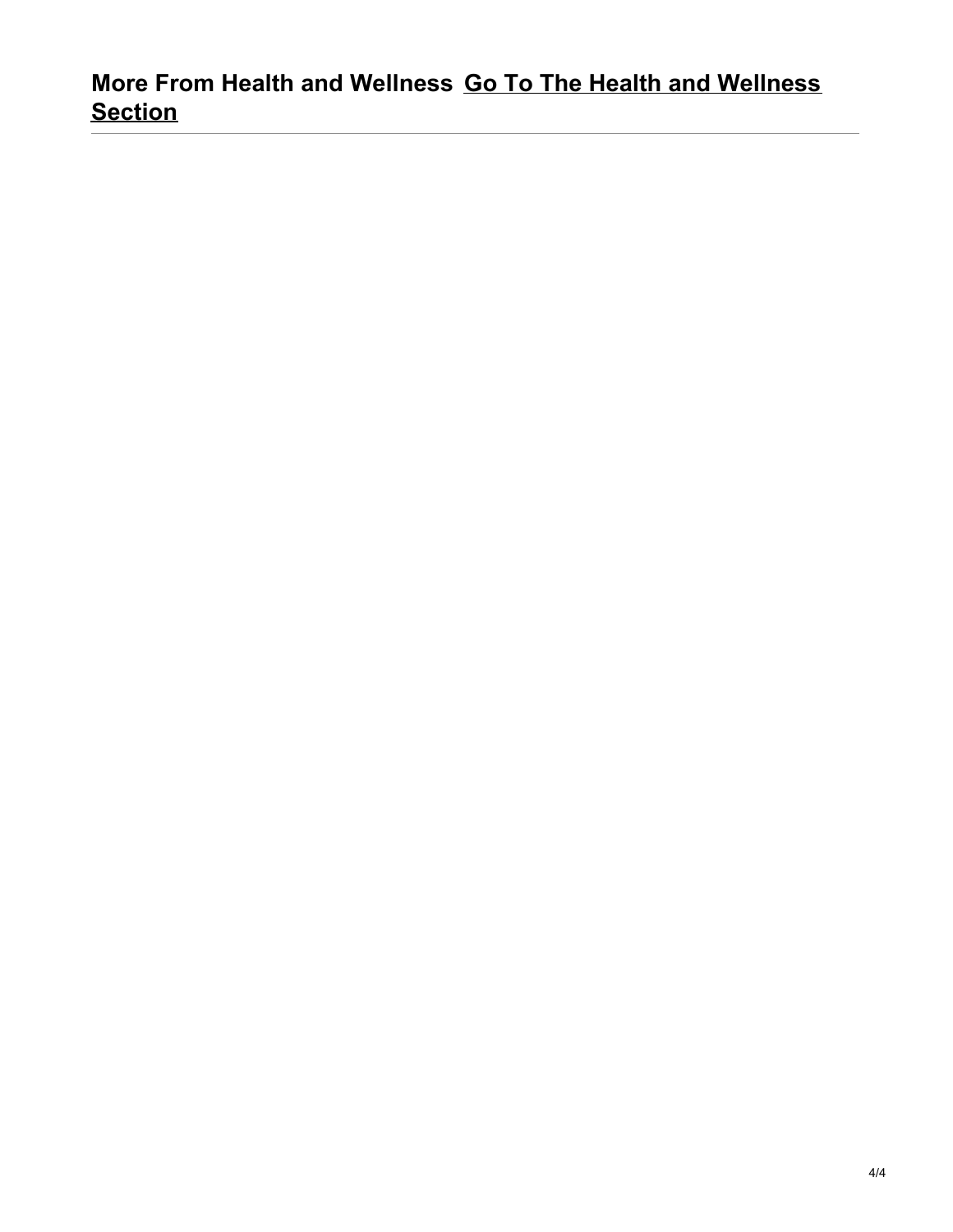## More From Health and Wellness Go To The Health and Wellness Section